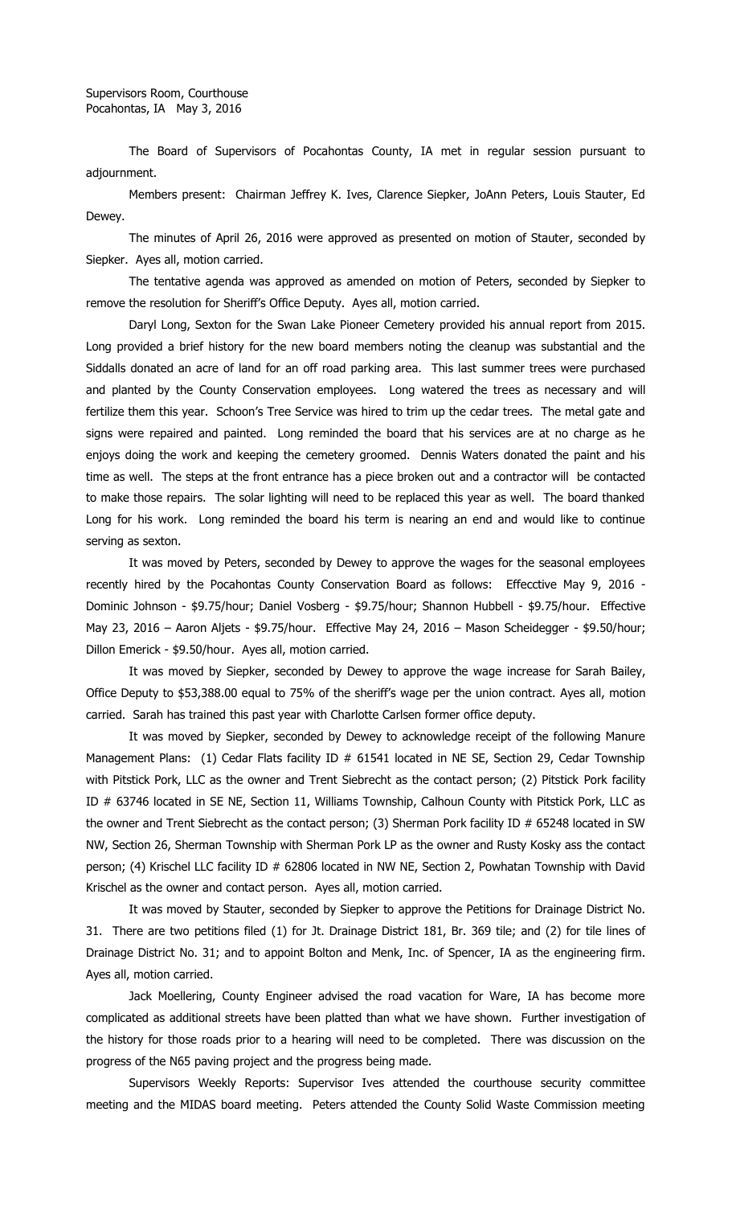Supervisors Room, Courthouse
Pocahontas, IA May 3, 2016

The Board of Supervisors of Pocahontas County, IA met in regular session pursuant to adjournment.

Members present: Chairman Jeffrey K. Ives, Clarence Siepker, JoAnn Peters, Louis Stauter, Ed Dewey.

The minutes of April 26, 2016 were approved as presented on motion of Stauter, seconded by Siepker. Ayes all, motion carried.

The tentative agenda was approved as amended on motion of Peters, seconded by Siepker to remove the resolution for Sheriff's Office Deputy. Ayes all, motion carried.

Daryl Long, Sexton for the Swan Lake Pioneer Cemetery provided his annual report from 2015. Long provided a brief history for the new board members noting the cleanup was substantial and the Siddalls donated an acre of land for an off road parking area. This last summer trees were purchased and planted by the County Conservation employees. Long watered the trees as necessary and will fertilize them this year. Schoon's Tree Service was hired to trim up the cedar trees. The metal gate and signs were repaired and painted. Long reminded the board that his services are at no charge as he enjoys doing the work and keeping the cemetery groomed. Dennis Waters donated the paint and his time as well. The steps at the front entrance has a piece broken out and a contractor will be contacted to make those repairs. The solar lighting will need to be replaced this year as well. The board thanked Long for his work. Long reminded the board his term is nearing an end and would like to continue serving as sexton.

It was moved by Peters, seconded by Dewey to approve the wages for the seasonal employees recently hired by the Pocahontas County Conservation Board as follows: Effecctive May 9, 2016 - Dominic Johnson - $9.75/hour; Daniel Vosberg - $9.75/hour; Shannon Hubbell - $9.75/hour. Effective May 23, 2016 – Aaron Aljets - $9.75/hour. Effective May 24, 2016 – Mason Scheidegger - $9.50/hour; Dillon Emerick - $9.50/hour. Ayes all, motion carried.

It was moved by Siepker, seconded by Dewey to approve the wage increase for Sarah Bailey, Office Deputy to $53,388.00 equal to 75% of the sheriff's wage per the union contract. Ayes all, motion carried. Sarah has trained this past year with Charlotte Carlsen former office deputy.

It was moved by Siepker, seconded by Dewey to acknowledge receipt of the following Manure Management Plans: (1) Cedar Flats facility ID # 61541 located in NE SE, Section 29, Cedar Township with Pitstick Pork, LLC as the owner and Trent Siebrecht as the contact person; (2) Pitstick Pork facility ID # 63746 located in SE NE, Section 11, Williams Township, Calhoun County with Pitstick Pork, LLC as the owner and Trent Siebrecht as the contact person; (3) Sherman Pork facility ID # 65248 located in SW NW, Section 26, Sherman Township with Sherman Pork LP as the owner and Rusty Kosky ass the contact person; (4) Krischel LLC facility ID # 62806 located in NW NE, Section 2, Powhatan Township with David Krischel as the owner and contact person. Ayes all, motion carried.

It was moved by Stauter, seconded by Siepker to approve the Petitions for Drainage District No. 31. There are two petitions filed (1) for Jt. Drainage District 181, Br. 369 tile; and (2) for tile lines of Drainage District No. 31; and to appoint Bolton and Menk, Inc. of Spencer, IA as the engineering firm. Ayes all, motion carried.

Jack Moellering, County Engineer advised the road vacation for Ware, IA has become more complicated as additional streets have been platted than what we have shown. Further investigation of the history for those roads prior to a hearing will need to be completed. There was discussion on the progress of the N65 paving project and the progress being made.

Supervisors Weekly Reports: Supervisor Ives attended the courthouse security committee meeting and the MIDAS board meeting. Peters attended the County Solid Waste Commission meeting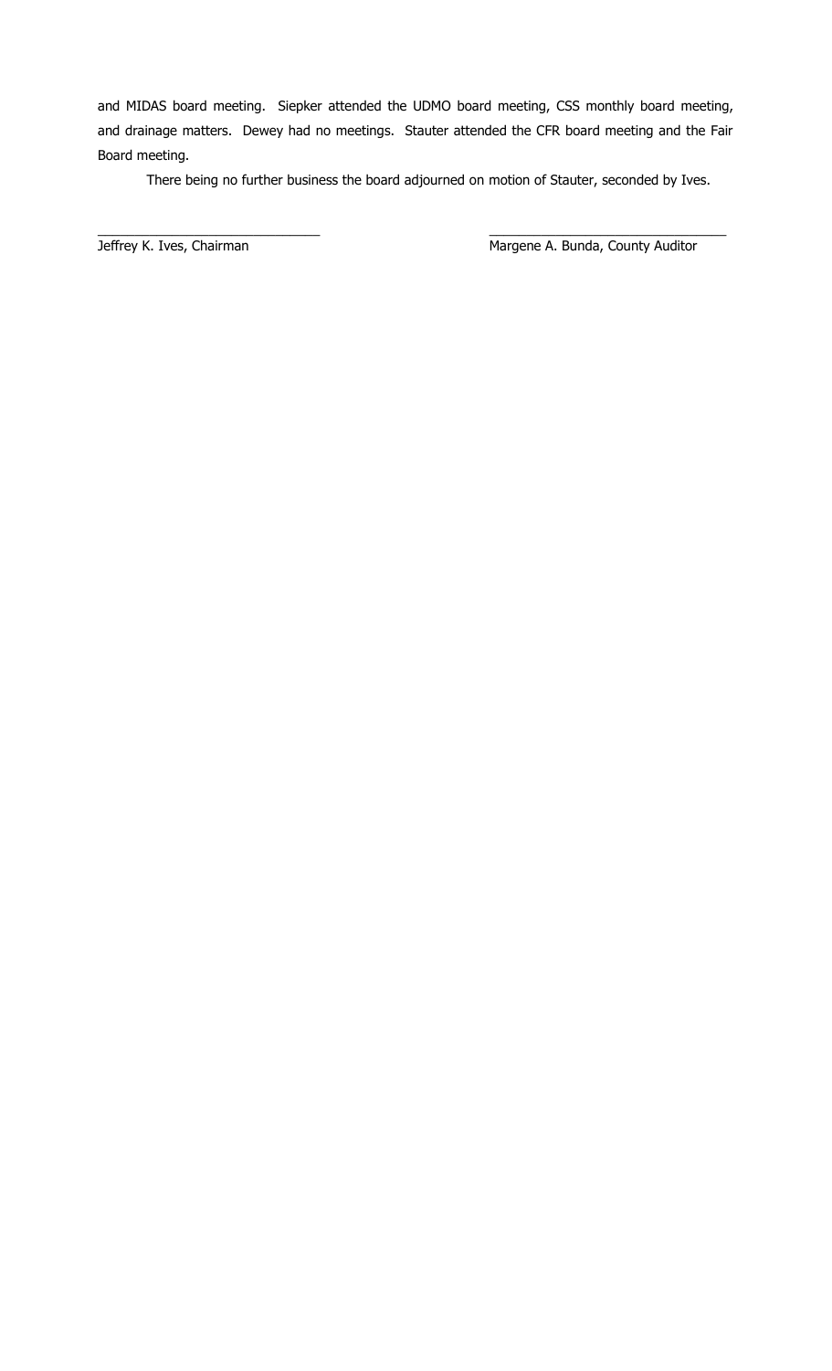and MIDAS board meeting. Siepker attended the UDMO board meeting, CSS monthly board meeting, and drainage matters. Dewey had no meetings. Stauter attended the CFR board meeting and the Fair Board meeting.

There being no further business the board adjourned on motion of Stauter, seconded by Ives.

\_\_\_\_\_\_\_\_\_\_\_\_\_\_\_\_\_\_\_\_\_\_\_\_\_\_\_\_\_\_\_\_
Jeffrey K. Ives, Chairman

\_\_\_\_\_\_\_\_\_\_\_\_\_\_\_\_\_\_\_\_\_\_\_\_\_\_\_\_\_\_\_\_
Margene A. Bunda, County Auditor